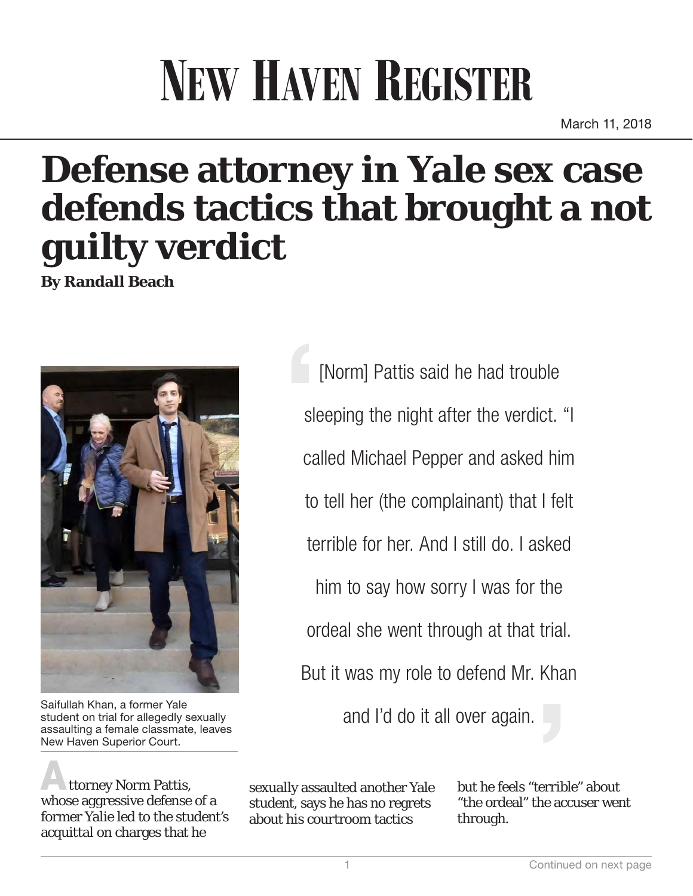# NEW HAVEN REGISTER

March 11, 2018

# Defense attorney in Yale sex case defends tactics that brought a not guilty verdict

**By Randall Beach**

Saifullah Khan, a former Yale student on trial for allegedly sexually assaulting a female classmate, leaves New Haven Superior Court.

> [Norm] Pattis said he had trouble sleeping the night after the verdict. "I called Michael Pepper and asked him to tell her (the complainant) that I felt terrible for her. And I still do. I asked him to say how sorry I was for the ordeal she went through at that trial. But it was my role to defend Mr. Khan and I'd do it all over again."

Attorney Norm Pattis, whose aggressive defense of a former Yalie led to the student's acquittal on charges that he sexually assaulted another Yale student, says he has no regrets about his courtroom tactics but he feels "terrible" about "the ordeal" the accuser went through.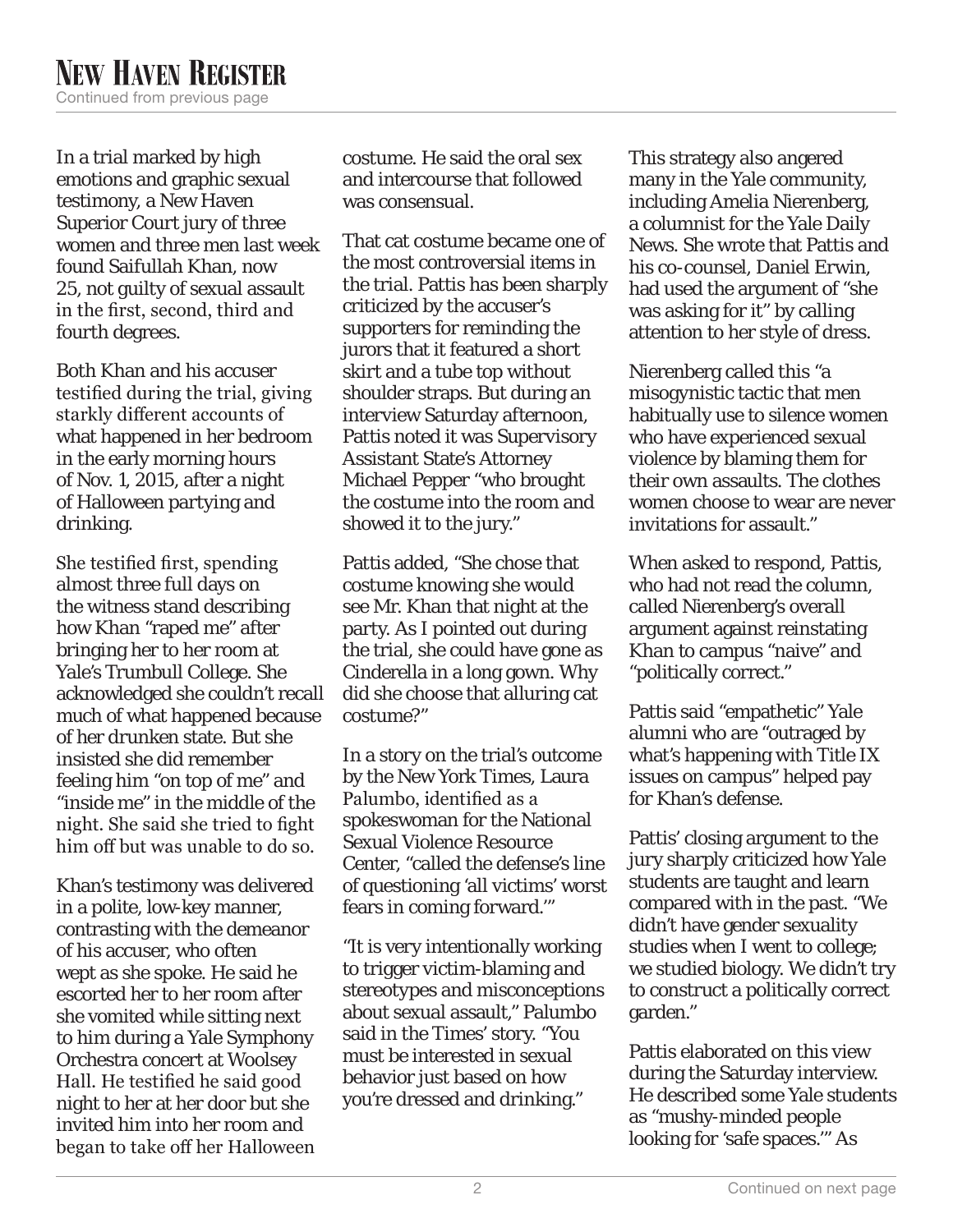In a trial marked by high emotions and graphic sexual testimony, a New Haven Superior Court jury of three women and three men last week found Saifullah Khan, now 25, not guilty of sexual assault in the first, second, third and fourth degrees.

Both Khan and his accuser testified during the trial, giving starkly different accounts of what happened in her bedroom in the early morning hours of Nov. 1, 2015, after a night of Halloween partying and drinking.

She testified first, spending almost three full days on the witness stand describing how Khan "raped me" after bringing her to her room at Yale's Trumbull College. She acknowledged she couldn't recall much of what happened because of her drunken state. But she insisted she did remember feeling him "on top of me" and "inside me" in the middle of the night. She said she tried to fight him off but was unable to do so.

Khan's testimony was delivered in a polite, low-key manner, contrasting with the demeanor of his accuser, who often wept as she spoke. He said he escorted her to her room after she vomited while sitting next to him during a Yale Symphony Orchestra concert at Woolsey Hall. He testified he said good night to her at her door but she invited him into her room and began to take off her Halloween costume. He said the oral sex and intercourse that followed was consensual.

That cat costume became one of the most controversial items in the trial. Pattis has been sharply criticized by the accuser's supporters for reminding the jurors that it featured a short skirt and a tube top without shoulder straps. But during an interview Saturday afternoon, Pattis noted it was Supervisory Assistant State's Attorney Michael Pepper "who brought the costume into the room and showed it to the jury."

Pattis added, "She chose that costume knowing she would see Mr. Khan that night at the party. As I pointed out during the trial, she could have gone as Cinderella in a long gown. Why did she choose that alluring cat costume?"

In a story on the trial's outcome by the New York Times, Laura Palumbo, identified as a spokeswoman for the National Sexual Violence Resource Center, "called the defense's line of questioning 'all victims' worst fears in coming forward.'"

"It is very intentionally working to trigger victim-blaming and stereotypes and misconceptions about sexual assault," Palumbo said in the Times' story. "You must be interested in sexual behavior just based on how you're dressed and drinking."

This strategy also angered many in the Yale community, including Amelia Nierenberg, a columnist for the Yale Daily News. She wrote that Pattis and his co-counsel, Daniel Erwin, had used the argument of "she was asking for it" by calling attention to her style of dress.

Nierenberg called this "a misogynistic tactic that men habitually use to silence women who have experienced sexual violence by blaming them for their own assaults. The clothes women choose to wear are never invitations for assault."

When asked to respond, Pattis, who had not read the column, called Nierenberg's overall argument against reinstating Khan to campus "naive" and "politically correct."

Pattis said "empathetic" Yale alumni who are "outraged by what's happening with Title IX issues on campus" helped pay for Khan's defense.

Pattis' closing argument to the jury sharply criticized how Yale students are taught and learn compared with in the past. "We didn't have gender sexuality studies when I went to college; we studied biology. We didn't try to construct a politically correct garden."

Pattis elaborated on this view during the Saturday interview. He described some Yale students as "mushy-minded people looking for 'safe spaces.'" As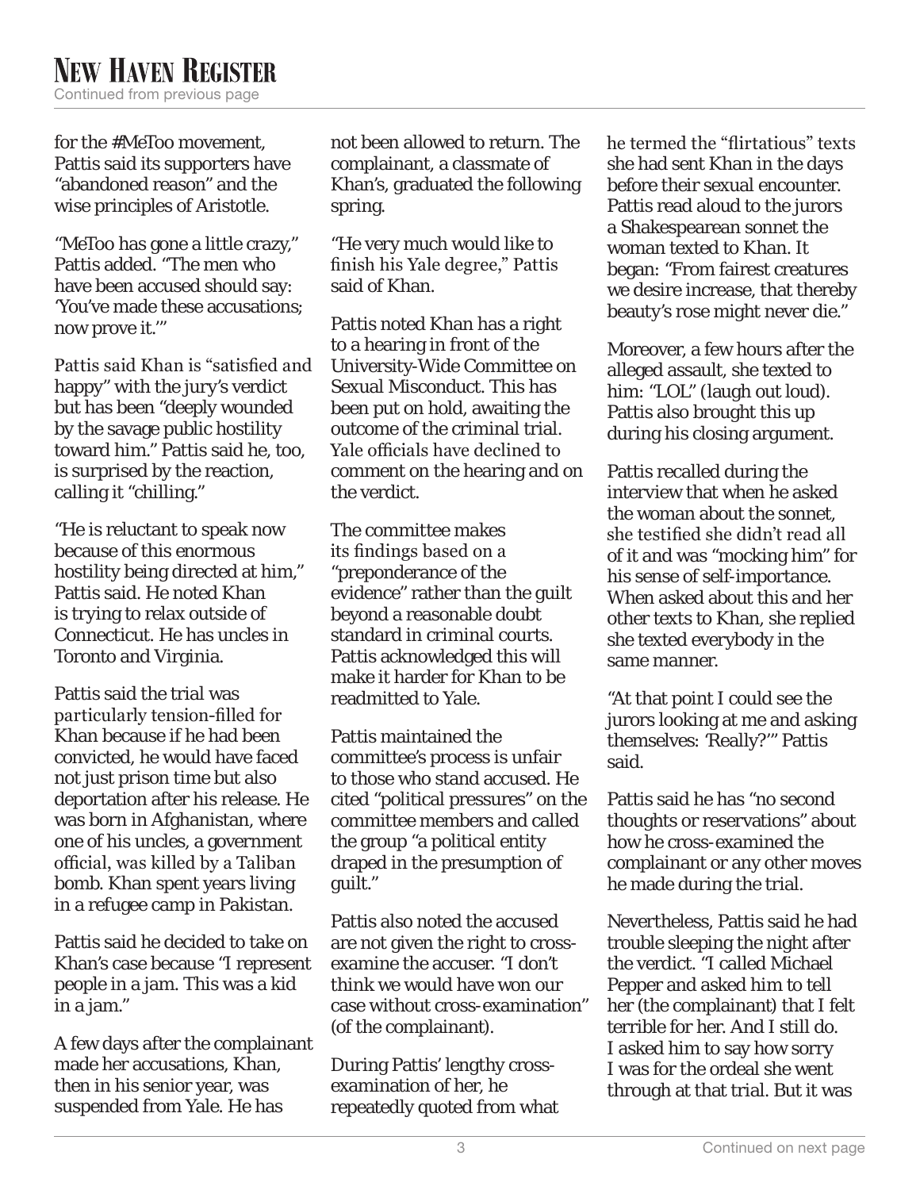for the #MeToo movement, Pattis said its supporters have "abandoned reason" and the wise principles of Aristotle.

"MeToo has gone a little crazy," Pattis added. "The men who have been accused should say: 'You've made these accusations; now prove it.'"

Pattis said Khan is "satisfied and happy" with the jury's verdict but has been "deeply wounded by the savage public hostility toward him." Pattis said he, too, is surprised by the reaction, calling it "chilling."

"He is reluctant to speak now because of this enormous hostility being directed at him," Pattis said. He noted Khan is trying to relax outside of Connecticut. He has uncles in Toronto and Virginia.

Pattis said the trial was particularly tension-filled for Khan because if he had been convicted, he would have faced not just prison time but also deportation after his release. He was born in Afghanistan, where one of his uncles, a government official, was killed by a Taliban bomb. Khan spent years living in a refugee camp in Pakistan.

Pattis said he decided to take on Khan's case because "I represent people in a jam. This was a kid in a jam."

A few days after the complainant made her accusations, Khan, then in his senior year, was suspended from Yale. He has not been allowed to return. The complainant, a classmate of Khan's, graduated the following spring.

"He very much would like to finish his Yale degree," Pattis said of Khan.

Pattis noted Khan has a right to a hearing in front of the University-Wide Committee on Sexual Misconduct. This has been put on hold, awaiting the outcome of the criminal trial. Yale officials have declined to comment on the hearing and on the verdict.

The committee makes its findings based on a "preponderance of the evidence" rather than the guilt beyond a reasonable doubt standard in criminal courts. Pattis acknowledged this will make it harder for Khan to be readmitted to Yale.

Pattis maintained the committee's process is unfair to those who stand accused. He cited "political pressures" on the committee members and called the group "a political entity draped in the presumption of guilt."

Pattis also noted the accused are not given the right to cross-examine the accuser. "I don't think we would have won our case without cross-examination" (of the complainant).

During Pattis' lengthy cross-examination of her, he repeatedly quoted from what he termed the "flirtatious" texts she had sent Khan in the days before their sexual encounter. Pattis read aloud to the jurors a Shakespearean sonnet the woman texted to Khan. It began: "From fairest creatures we desire increase, that thereby beauty's rose might never die."

Moreover, a few hours after the alleged assault, she texted to him: "LOL" (laugh out loud). Pattis also brought this up during his closing argument.

Pattis recalled during the interview that when he asked the woman about the sonnet, she testified she didn't read all of it and was "mocking him" for his sense of self-importance. When asked about this and her other texts to Khan, she replied she texted everybody in the same manner.

"At that point I could see the jurors looking at me and asking themselves: 'Really?'" Pattis said.

Pattis said he has "no second thoughts or reservations" about how he cross-examined the complainant or any other moves he made during the trial.

Nevertheless, Pattis said he had trouble sleeping the night after the verdict. "I called Michael Pepper and asked him to tell her (the complainant) that I felt terrible for her. And I still do. I asked him to say how sorry I was for the ordeal she went through at that trial. But it was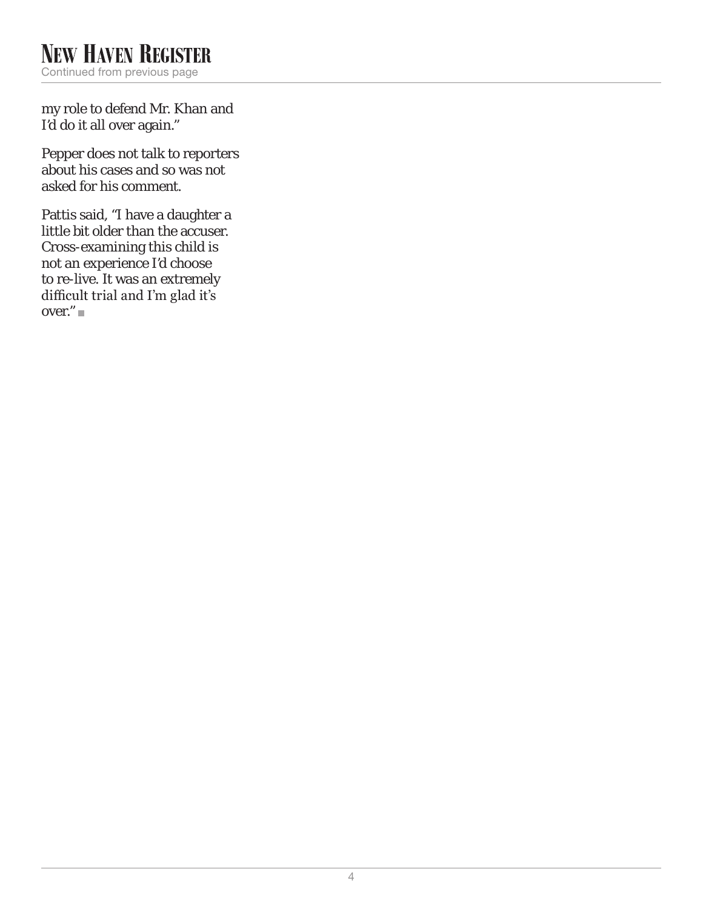my role to defend Mr. Khan and I'd do it all over again."

Pepper does not talk to reporters about his cases and so was not asked for his comment.

Pattis said, "I have a daughter a little bit older than the accuser. Cross-examining this child is not an experience I'd choose to re-live. It was an extremely difficult trial and I'm glad it's over."